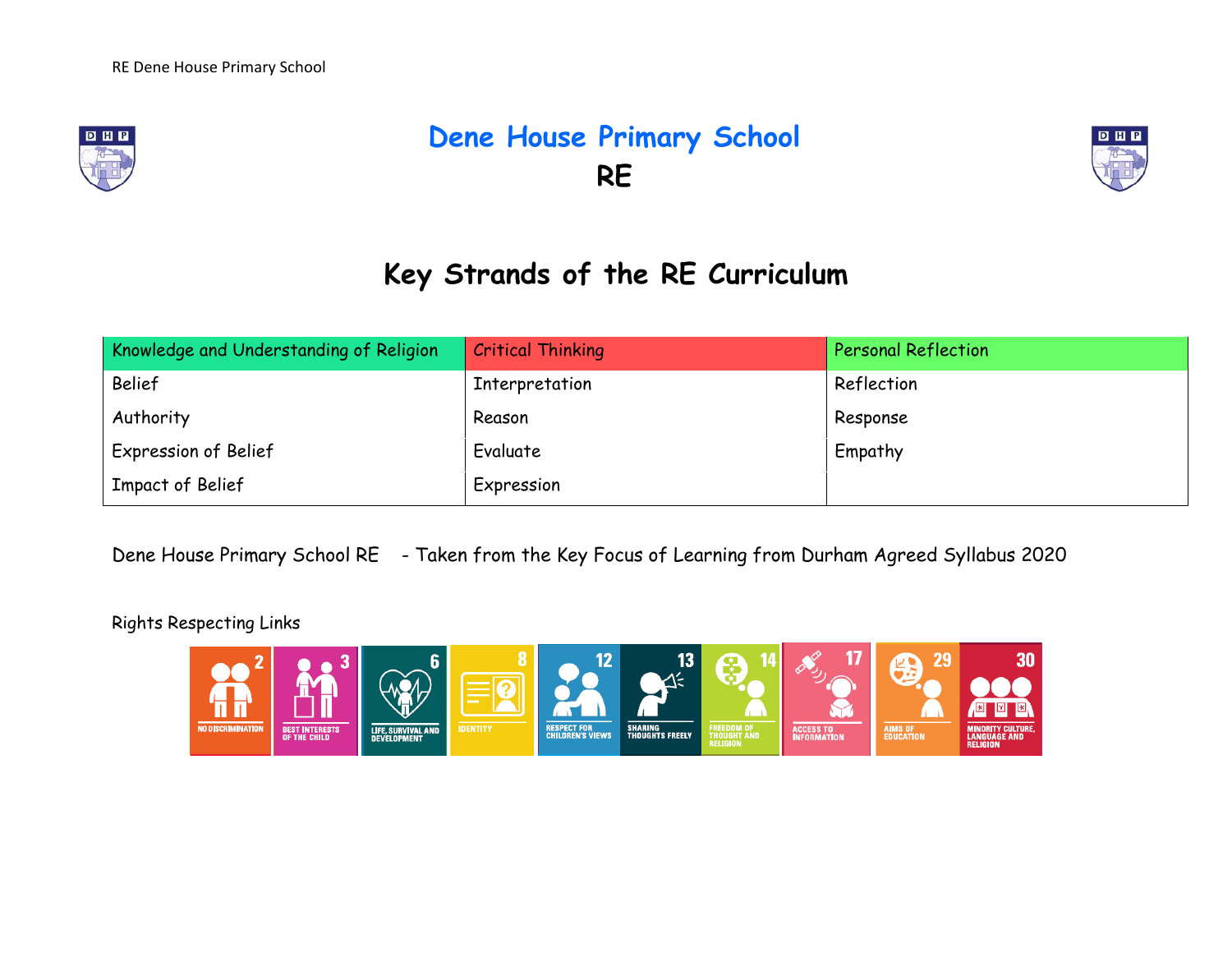# Dene House Primary School

## RE

## Key Strands of the RE Curriculum

| Knowledge and Understanding of Religion | Critical Thinking | Personal Reflection |
|---|---|---|
| Belief | Interpretation | Reflection |
| Authority | Reason | Response |
| Expression of Belief | Evaluate | Empathy |
| Impact of Belief | Expression | |

Dene House Primary School RE - Taken from the Key Focus of Learning from Durham Agreed Syllabus 2020

Rights Respecting Links

2 NO DISCRIMINATION | 3 BEST INTERESTS OF THE CHILD | 6 LIFE, SURVIVAL AND DEVELOPMENT | 8 IDENTITY | 12 RESPECT FOR CHILDREN'S VIEWS | 13 SHARING THOUGHTS FREELY | 14 FREEDOM OF THOUGHT AND RELIGION | 17 ACCESS TO INFORMATION | 29 AIMS OF EDUCATION | 30 MINORITY CULTURE, LANGUAGE AND RELIGION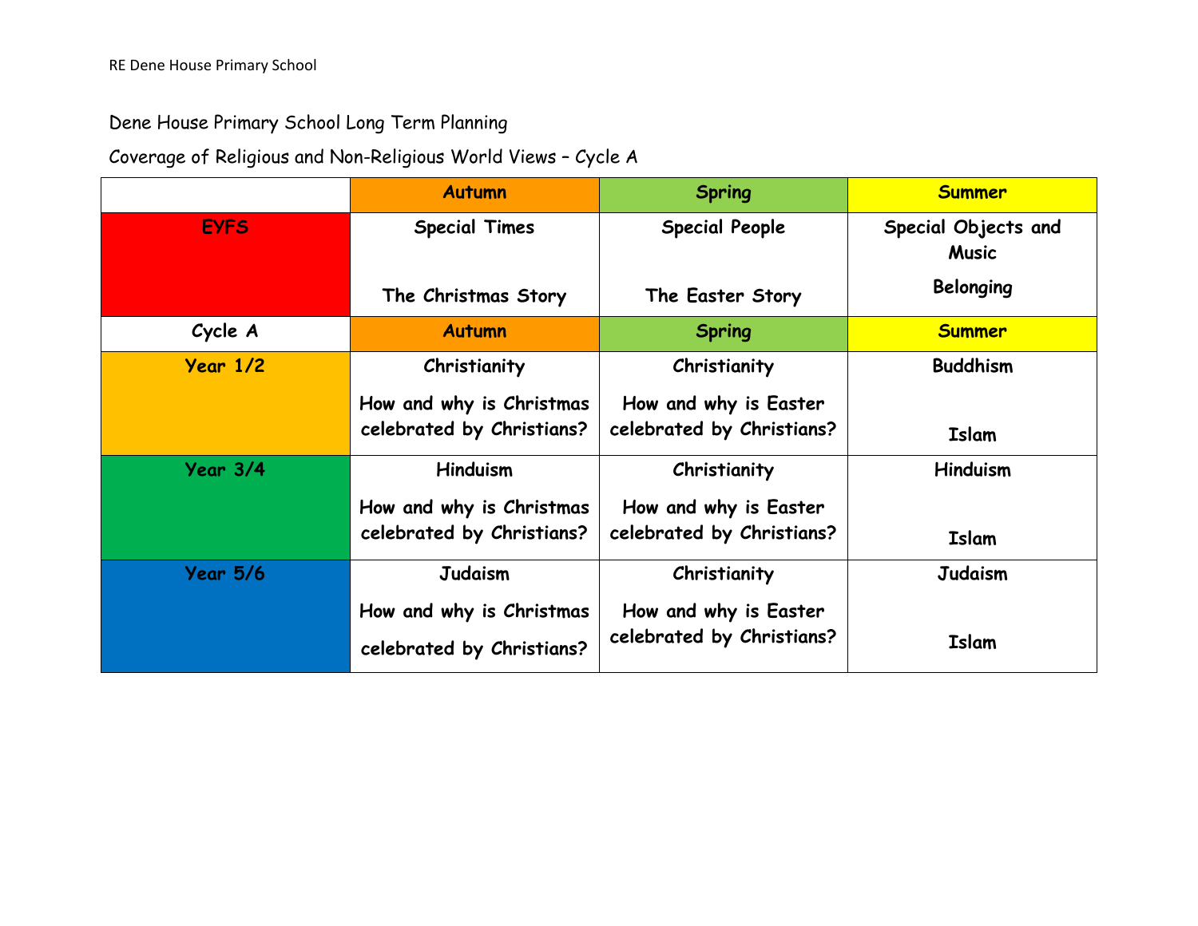Dene House Primary School Long Term Planning

Coverage of Religious and Non-Religious World Views – Cycle A

| | Autumn | Spring | Summer |
|---|---|---|---|
| **EYFS** | **Special Times**<br><br>**The Christmas Story** | **Special People**<br><br>**The Easter Story** | **Special Objects and Music**<br><br>**Belonging** |
| **Cycle A** | **Autumn** | **Spring** | **Summer** |
| **Year 1/2** | **Christianity**<br><br>**How and why is Christmas celebrated by Christians?** | **Christianity**<br><br>**How and why is Easter celebrated by Christians?** | **Buddhism**<br><br>**Islam** |
| **Year 3/4** | **Hinduism**<br><br>**How and why is Christmas celebrated by Christians?** | **Christianity**<br><br>**How and why is Easter celebrated by Christians?** | **Hinduism**<br><br>**Islam** |
| **Year 5/6** | **Judaism**<br><br>**How and why is Christmas celebrated by Christians?** | **Christianity**<br><br>**How and why is Easter celebrated by Christians?** | **Judaism**<br><br>**Islam** |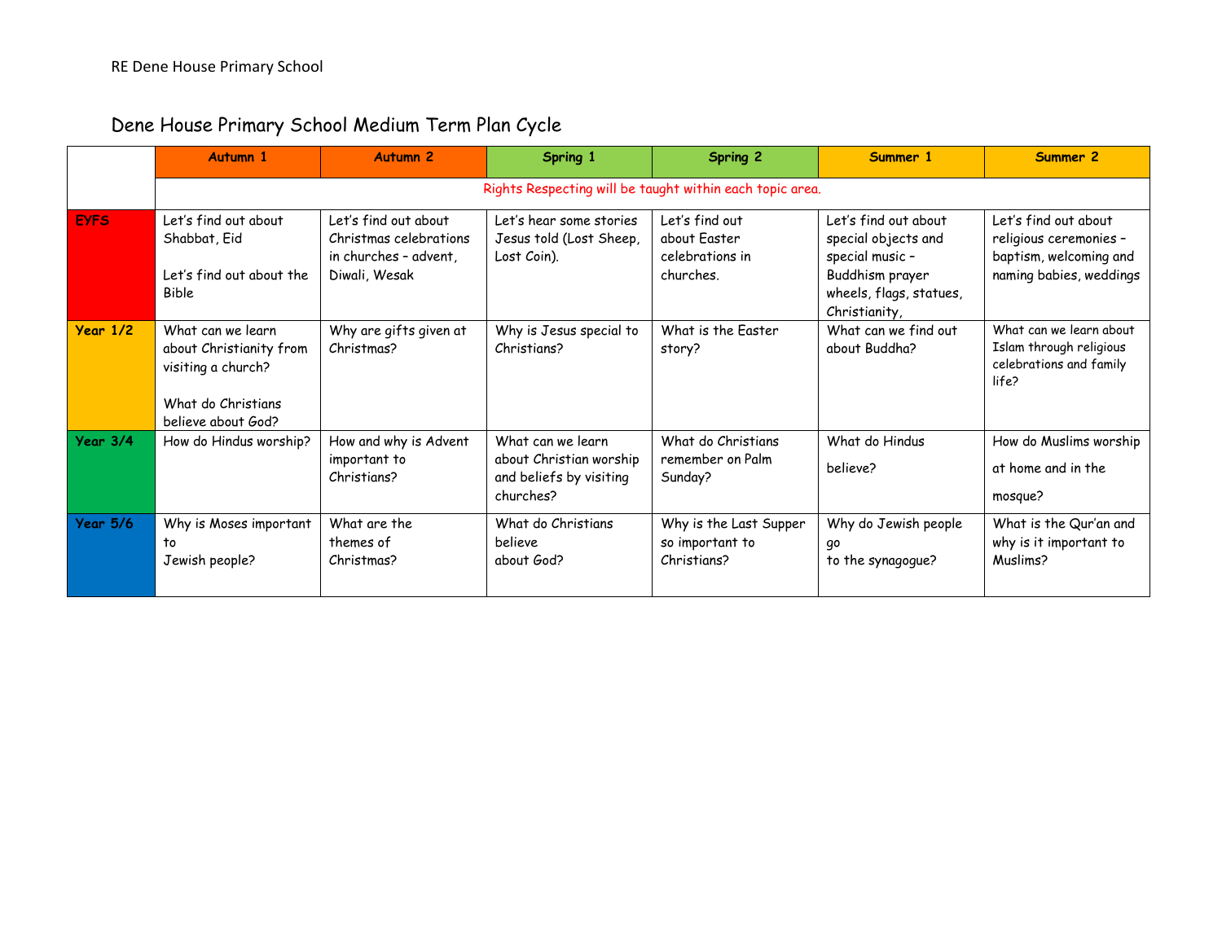# Dene House Primary School Medium Term Plan Cycle

| | Autumn 1 | Autumn 2 | Spring 1 | Spring 2 | Summer 1 | Summer 2 |
|---|---|---|---|---|---|---|
| | Rights Respecting will be taught within each topic area. | | | | | |
| EYFS | Let's find out about Shabbat, Eid<br><br>Let's find out about the Bible | Let's find out about Christmas celebrations in churches – advent, Diwali, Wesak | Let's hear some stories Jesus told (Lost Sheep, Lost Coin). | Let's find out about Easter celebrations in churches. | Let's find out about special objects and special music – Buddhism prayer wheels, flags, statues, Christianity, | Let's find out about religious ceremonies – baptism, welcoming and naming babies, weddings |
| Year 1/2 | What can we learn about Christianity from visiting a church?<br><br>What do Christians believe about God? | Why are gifts given at Christmas? | Why is Jesus special to Christians? | What is the Easter story? | What can we find out about Buddha? | What can we learn about Islam through religious celebrations and family life? |
| Year 3/4 | How do Hindus worship? | How and why is Advent important to Christians? | What can we learn about Christian worship and beliefs by visiting churches? | What do Christians remember on Palm Sunday? | What do Hindus believe? | How do Muslims worship at home and in the mosque? |
| Year 5/6 | Why is Moses important to Jewish people? | What are the themes of Christmas? | What do Christians believe about God? | Why is the Last Supper so important to Christians? | Why do Jewish people go to the synagogue? | What is the Qur'an and why is it important to Muslims? |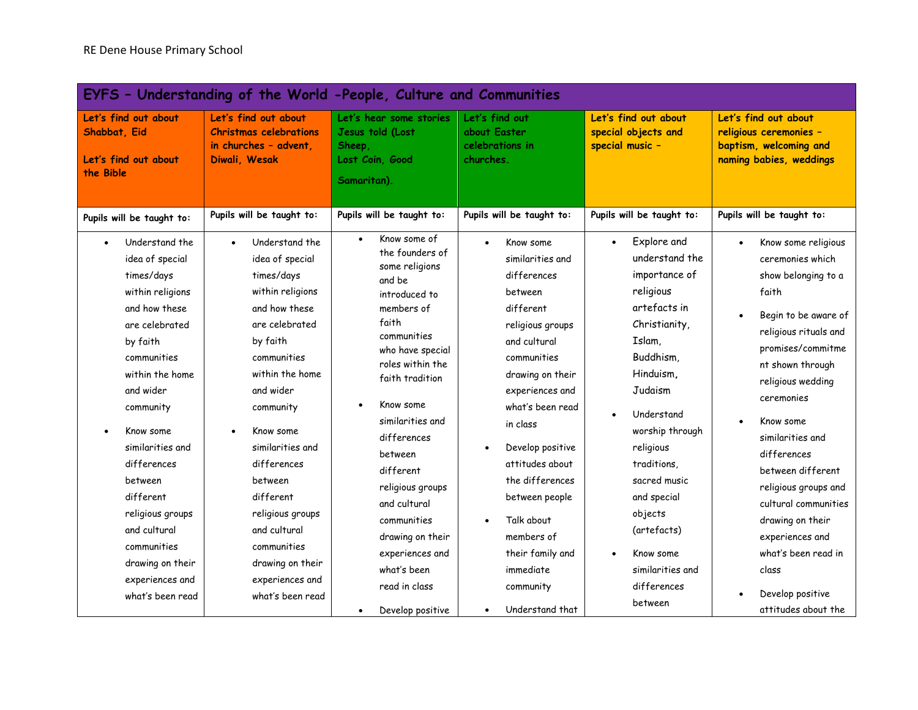| EYFS – Understanding of the World -People, Culture and Communities | | | | | |
|---|---|---|---|---|---|
| Let's find out about Shabbat, Eid<br><br>Let's find out about the Bible | Let's find out about Christmas celebrations in churches – advent, Diwali, Wesak | Let's hear some stories Jesus told (Lost Sheep, Lost Coin, Good Samaritan). | Let's find out about Easter celebrations in churches. | Let's find out about special objects and special music – | Let's find out about religious ceremonies – baptism, welcoming and naming babies, weddings |
| Pupils will be taught to: | Pupils will be taught to: | Pupils will be taught to: | Pupils will be taught to: | Pupils will be taught to: | Pupils will be taught to: |
| • Understand the idea of special times/days within religions and how these are celebrated by faith communities within the home and wider community<br>• Know some similarities and differences between different religious groups and cultural communities drawing on their experiences and what's been read | • Understand the idea of special times/days within religions and how these are celebrated by faith communities within the home and wider community<br>• Know some similarities and differences between different religious groups and cultural communities drawing on their experiences and what's been read | • Know some of the founders of some religions and be introduced to members of faith communities who have special roles within the faith tradition<br>• Know some similarities and differences between different religious groups and cultural communities drawing on their experiences and what's been read in class<br>• Develop positive | • Know some similarities and differences between different religious groups and cultural communities drawing on their experiences and what's been read in class<br>• Develop positive attitudes about the differences between people<br>• Talk about members of their family and immediate community<br>• Understand that | • Explore and understand the importance of religious artefacts in Christianity, Islam, Buddhism, Hinduism, Judaism<br>• Understand worship through religious traditions, sacred music and special objects (artefacts)<br>• Know some similarities and differences between | • Know some religious ceremonies which show belonging to a faith<br>• Begin to be aware of religious rituals and promises/commitment shown through religious wedding ceremonies<br>• Know some similarities and differences between different religious groups and cultural communities drawing on their experiences and what's been read in class<br>• Develop positive attitudes about the |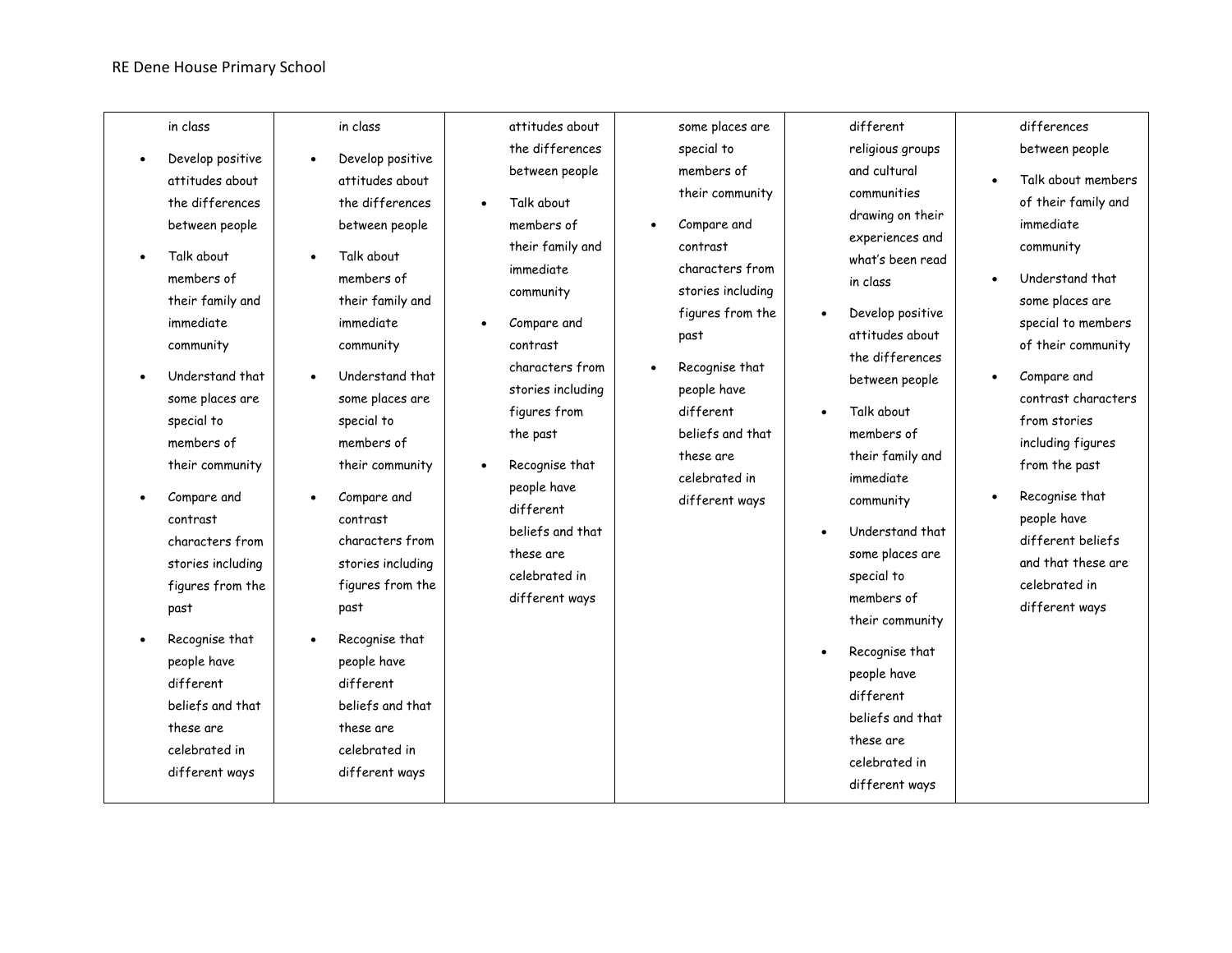| | | | | | |
|---|---|---|---|---|---|
| in class<br>• Develop positive attitudes about the differences between people<br>• Talk about members of their family and immediate community<br>• Understand that some places are special to members of their community<br>• Compare and contrast characters from stories including figures from the past<br>• Recognise that people have different beliefs and that these are celebrated in different ways | in class<br>• Develop positive attitudes about the differences between people<br>• Talk about members of their family and immediate community<br>• Understand that some places are special to members of their community<br>• Compare and contrast characters from stories including figures from the past<br>• Recognise that people have different beliefs and that these are celebrated in different ways | attitudes about the differences between people<br>• Talk about members of their family and immediate community<br>• Compare and contrast characters from stories including figures from the past<br>• Recognise that people have different beliefs and that these are celebrated in different ways | some places are special to members of their community<br>• Compare and contrast characters from stories including figures from the past<br>• Recognise that people have different beliefs and that these are celebrated in different ways | different religious groups and cultural communities drawing on their experiences and what's been read in class<br>• Develop positive attitudes about the differences between people<br>• Talk about members of their family and immediate community<br>• Understand that some places are special to members of their community<br>• Recognise that people have different beliefs and that these are celebrated in different ways | differences between people<br>• Talk about members of their family and immediate community<br>• Understand that some places are special to members of their community<br>• Compare and contrast characters from stories including figures from the past<br>• Recognise that people have different beliefs and that these are celebrated in different ways |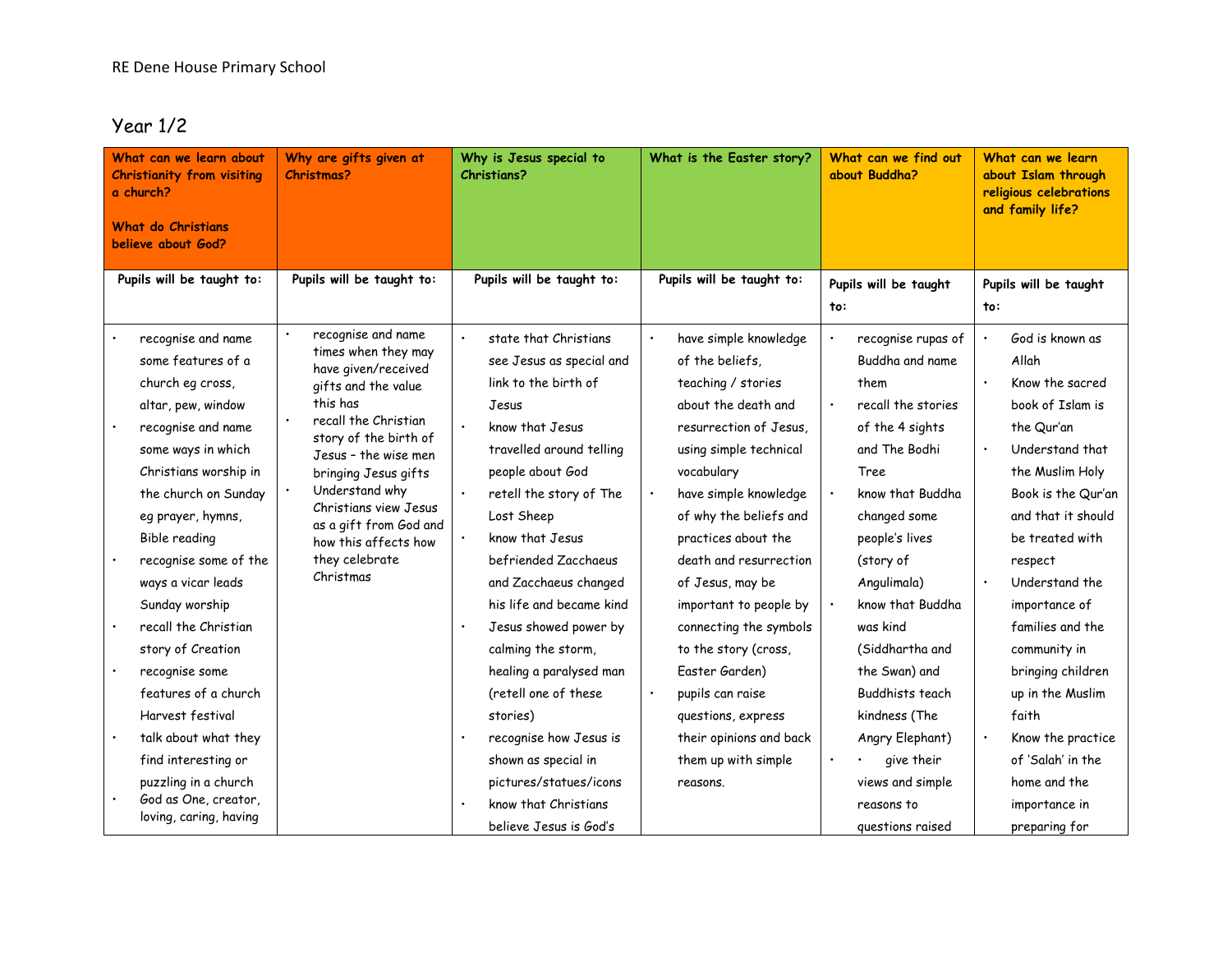RE Dene House Primary School

## Year 1/2

| What can we learn about Christianity from visiting a church?<br><br>What do Christians believe about God? | Why are gifts given at Christmas? | Why is Jesus special to Christians? | What is the Easter story? | What can we find out about Buddha? | What can we learn about Islam through religious celebrations and family life? |
|---|---|---|---|---|---|
| Pupils will be taught to: | Pupils will be taught to: | Pupils will be taught to: | Pupils will be taught to: | Pupils will be taught to: | Pupils will be taught to: |
| • recognise and name some features of a church eg cross, altar, pew, window<br>• recognise and name some ways in which Christians worship in the church on Sunday eg prayer, hymns, Bible reading<br>• recognise some of the ways a vicar leads Sunday worship<br>• recall the Christian story of Creation<br>• recognise some features of a church Harvest festival<br>• talk about what they find interesting or puzzling in a church<br>• God as One, creator, loving, caring, having | • recognise and name times when they may have given/received gifts and the value this has<br>• recall the Christian story of the birth of Jesus – the wise men bringing Jesus gifts<br>• Understand why Christians view Jesus as a gift from God and how this affects how they celebrate Christmas | • state that Christians see Jesus as special and link to the birth of Jesus<br>• know that Jesus travelled around telling people about God<br>• retell the story of The Lost Sheep<br>• know that Jesus befriended Zacchaeus and Zacchaeus changed his life and became kind<br>• Jesus showed power by calming the storm, healing a paralysed man (retell one of these stories)<br>• recognise how Jesus is shown as special in pictures/statues/icons<br>• know that Christians believe Jesus is God's | • have simple knowledge of the beliefs, teaching / stories about the death and resurrection of Jesus, using simple technical vocabulary<br>• have simple knowledge of why the beliefs and practices about the death and resurrection of Jesus, may be important to people by connecting the symbols to the story (cross, Easter Garden)<br>• pupils can raise questions, express their opinions and back them up with simple reasons. | • recognise rupas of Buddha and name them<br>• recall the stories of the 4 sights and The Bodhi Tree<br>• know that Buddha changed some people's lives (story of Angulimala)<br>• know that Buddha was kind (Siddhartha and the Swan) and Buddhists teach kindness (The Angry Elephant)<br>• • give their views and simple reasons to questions raised | • God is known as Allah<br>• Know the sacred book of Islam is the Qur'an<br>• Understand that the Muslim Holy Book is the Qur'an and that it should be treated with respect<br>• Understand the importance of families and the community in bringing children up in the Muslim faith<br>• Know the practice of 'Salah' in the home and the importance in preparing for |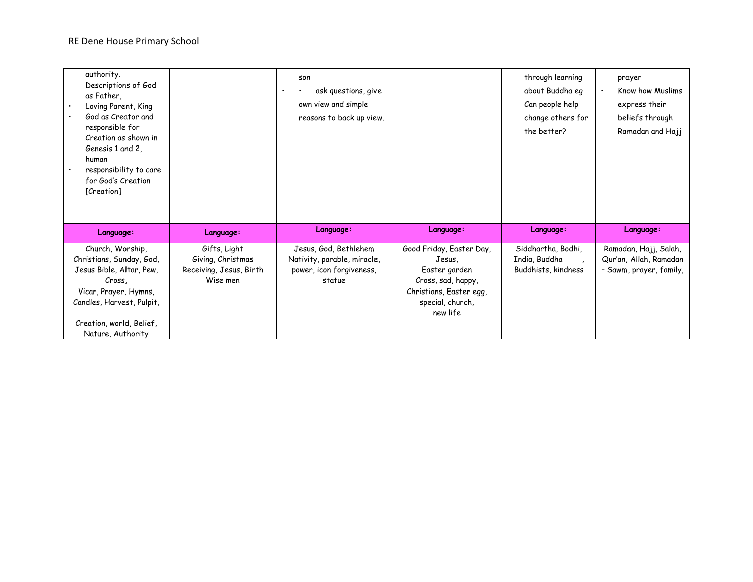| authority.<br>Descriptions of God as Father,<br>• Loving Parent, King<br>• God as Creator and responsible for Creation as shown in Genesis 1 and 2, human<br>• responsibility to care for God's Creation [Creation] | | son<br>• • ask questions, give own view and simple reasons to back up view. | | through learning about Buddha eg Can people help change others for the better? | prayer<br>• Know how Muslims express their beliefs through Ramadan and Hajj |
|---|---|---|---|---|---|
| **Language:** | **Language:** | **Language:** | **Language:** | **Language:** | **Language:** |
| Church, Worship, Christians, Sunday, God, Jesus Bible, Altar, Pew, Cross,<br>Vicar, Prayer, Hymns, Candles, Harvest, Pulpit,<br><br>Creation, world, Belief, Nature, Authority | Gifts, Light<br>Giving, Christmas<br>Receiving, Jesus, Birth<br>Wise men | Jesus, God, Bethlehem<br>Nativity, parable, miracle, power, icon forgiveness, statue | Good Friday, Easter Day, Jesus,<br>Easter garden<br>Cross, sad, happy,<br>Christians, Easter egg, special, church,<br>new life | Siddhartha, Bodhi, India, Buddha ,<br>Buddhists, kindness | Ramadan, Hajj, Salah, Qur'an, Allah, Ramadan – Sawm, prayer, family, |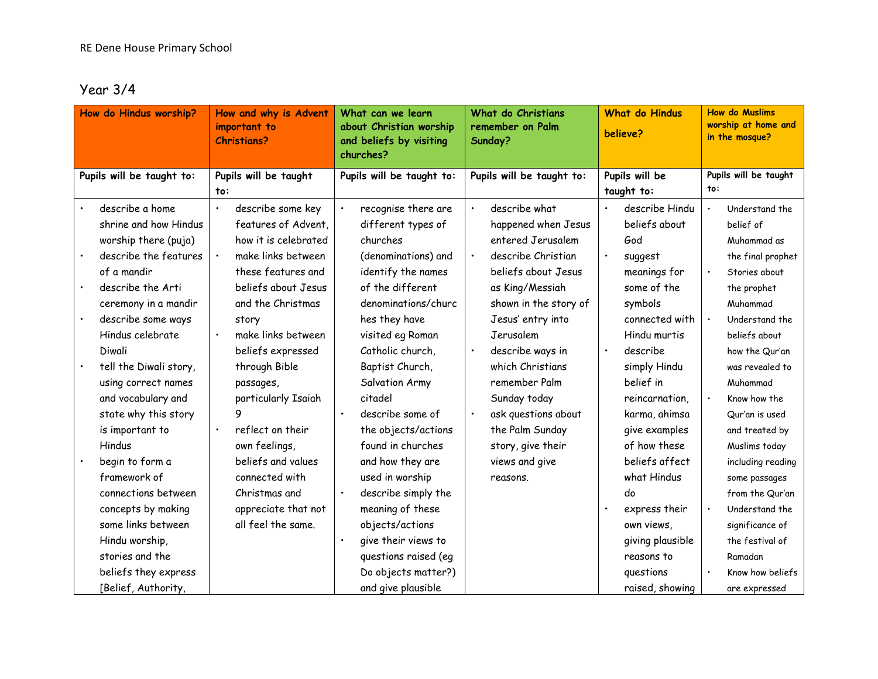RE Dene House Primary School

## Year 3/4

| How do Hindus worship? | How and why is Advent important to Christians? | What can we learn about Christian worship and beliefs by visiting churches? | What do Christians remember on Palm Sunday? | What do Hindus believe? | How do Muslims worship at home and in the mosque? |
|---|---|---|---|---|---|
| **Pupils will be taught to:** | **Pupils will be taught to:** | **Pupils will be taught to:** | **Pupils will be taught to:** | **Pupils will be taught to:** | **Pupils will be taught to:** |
| • describe a home shrine and how Hindus worship there (puja)<br>• describe the features of a mandir<br>• describe the Arti ceremony in a mandir<br>• describe some ways Hindus celebrate Diwali<br>• tell the Diwali story, using correct names and vocabulary and state why this story is important to Hindus<br>• begin to form a framework of connections between concepts by making some links between Hindu worship, stories and the beliefs they express [Belief, Authority, | • describe some key features of Advent, how it is celebrated<br>• make links between these features and beliefs about Jesus and the Christmas story<br>• make links between beliefs expressed through Bible passages, particularly Isaiah 9<br>• reflect on their own feelings, beliefs and values connected with Christmas and appreciate that not all feel the same. | • recognise there are different types of churches (denominations) and identify the names of the different denominations/churches they have visited eg Roman Catholic church, Baptist Church, Salvation Army citadel<br>• describe some of the objects/actions found in churches and how they are used in worship<br>• describe simply the meaning of these objects/actions<br>• give their views to questions raised (eg Do objects matter?) and give plausible | • describe what happened when Jesus entered Jerusalem<br>• describe Christian beliefs about Jesus as King/Messiah shown in the story of Jesus' entry into Jerusalem<br>• describe ways in which Christians remember Palm Sunday today<br>• ask questions about the Palm Sunday story, give their views and give reasons. | • describe Hindu beliefs about God<br>• suggest meanings for some of the symbols connected with Hindu murtis<br>• describe simply Hindu belief in reincarnation, karma, ahimsa give examples of how these beliefs affect what Hindus do<br>• express their own views, giving plausible reasons to questions raised, showing | • Understand the belief of Muhammad as the final prophet<br>• Stories about the prophet Muhammad<br>• Understand the beliefs about how the Qur'an was revealed to Muhammad<br>• Know how the Qur'an is used and treated by Muslims today including reading some passages from the Qur'an<br>• Understand the significance of the festival of Ramadan<br>• Know how beliefs are expressed |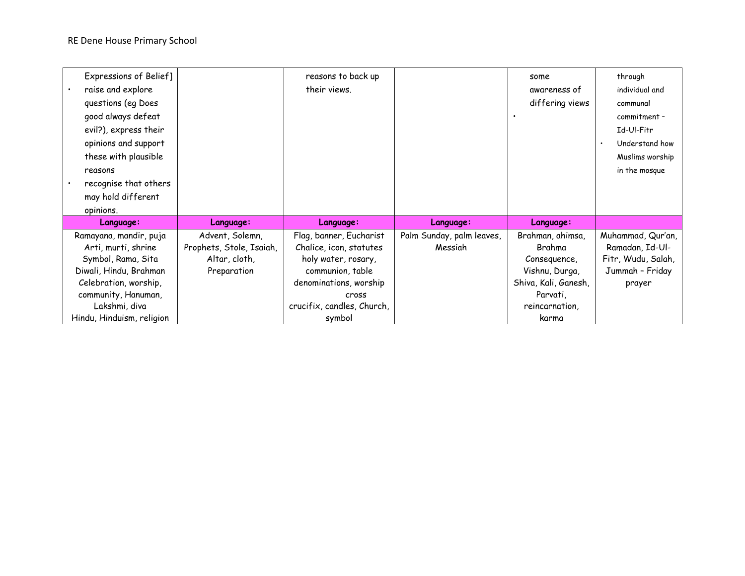| | | | | | |
|---|---|---|---|---|---|
| Expressions of Belief]<br>• raise and explore questions (eg Does good always defeat evil?), express their opinions and support these with plausible reasons<br>• recognise that others may hold different opinions. | | reasons to back up their views. | | some awareness of differing views<br>• | through individual and communal commitment – Id-Ul-Fitr<br>• Understand how Muslims worship in the mosque |
| **Language:** | **Language:** | **Language:** | **Language:** | **Language:** | |
| Ramayana, mandir, puja Arti, murti, shrine Symbol, Rama, Sita Diwali, Hindu, Brahman Celebration, worship, community, Hanuman, Lakshmi, diva Hindu, Hinduism, religion | Advent, Solemn, Prophets, Stole, Isaiah, Altar, cloth, Preparation | Flag, banner, Eucharist Chalice, icon, statutes holy water, rosary, communion, table denominations, worship cross crucifix, candles, Church, symbol | Palm Sunday, palm leaves, Messiah | Brahman, ahimsa, Brahma Consequence, Vishnu, Durga, Shiva, Kali, Ganesh, Parvati, reincarnation, karma | Muhammad, Qur'an, Ramadan, Id-Ul-Fitr, Wudu, Salah, Jummah – Friday prayer |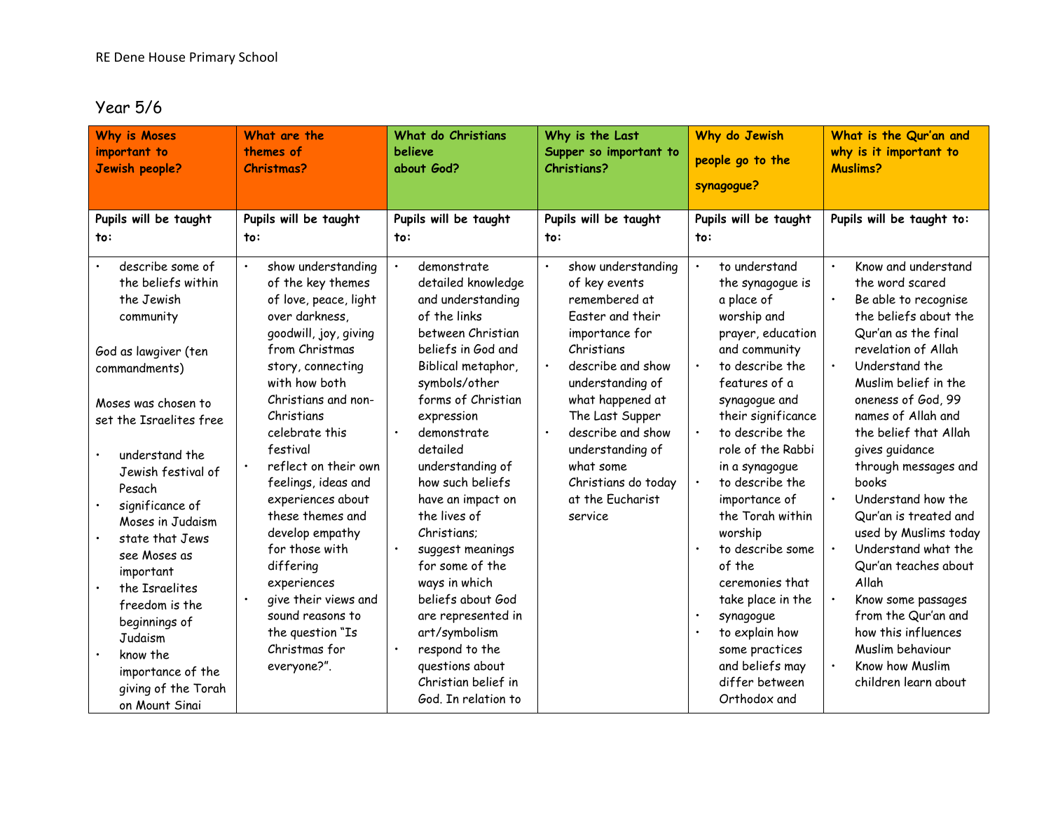RE Dene House Primary School

## Year 5/6

| Why is Moses important to Jewish people? | What are the themes of Christmas? | What do Christians believe about God? | Why is the Last Supper so important to Christians? | Why do Jewish people go to the synagogue? | What is the Qur'an and why is it important to Muslims? |
|---|---|---|---|---|---|
| **Pupils will be taught to:** | **Pupils will be taught to:** | **Pupils will be taught to:** | **Pupils will be taught to:** | **Pupils will be taught to:** | **Pupils will be taught to:** |
| • describe some of the beliefs within the Jewish community<br><br>God as lawgiver (ten commandments)<br><br>Moses was chosen to set the Israelites free<br><br>• understand the Jewish festival of Pesach<br>• significance of Moses in Judaism<br>• state that Jews see Moses as important<br>• the Israelites freedom is the beginnings of Judaism<br>• know the importance of the giving of the Torah on Mount Sinai | • show understanding of the key themes of love, peace, light over darkness, goodwill, joy, giving from Christmas story, connecting with how both Christians and non-Christians celebrate this festival<br>• reflect on their own feelings, ideas and experiences about these themes and develop empathy for those with differing experiences<br>• give their views and sound reasons to the question "Is Christmas for everyone?". | • demonstrate detailed knowledge and understanding of the links between Christian beliefs in God and Biblical metaphor, symbols/other forms of Christian expression<br>• demonstrate detailed understanding of how such beliefs have an impact on the lives of Christians;<br>• suggest meanings for some of the ways in which beliefs about God are represented in art/symbolism<br>• respond to the questions about Christian belief in God. In relation to | • show understanding of key events remembered at Easter and their importance for Christians<br>• describe and show understanding of what happened at The Last Supper<br>• describe and show understanding of what some Christians do today at the Eucharist service | • to understand the synagogue is a place of worship and prayer, education and community<br>• to describe the features of a synagogue and their significance<br>• to describe the role of the Rabbi in a synagogue<br>• to describe the importance of the Torah within worship<br>• to describe some of the ceremonies that take place in the<br>• synagogue<br>• to explain how some practices and beliefs may differ between Orthodox and | • Know and understand the word scared<br>• Be able to recognise the beliefs about the Qur'an as the final revelation of Allah<br>• Understand the Muslim belief in the oneness of God, 99 names of Allah and the belief that Allah gives guidance through messages and books<br>• Understand how the Qur'an is treated and used by Muslims today<br>• Understand what the Qur'an teaches about Allah<br>• Know some passages from the Qur'an and how this influences Muslim behaviour<br>• Know how Muslim children learn about |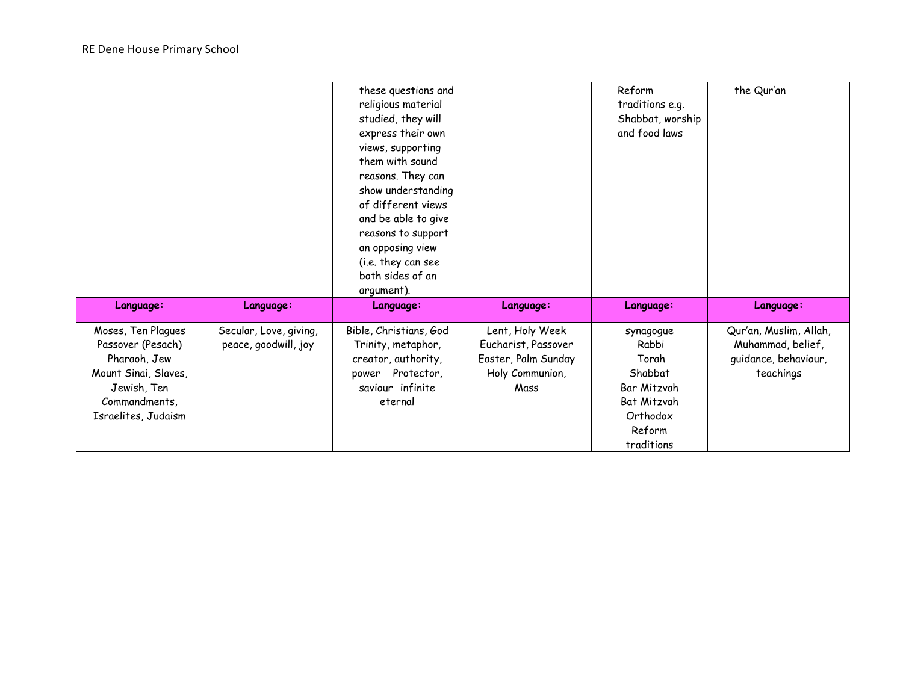| | | | | | |
|---|---|---|---|---|---|
| | | these questions and religious material studied, they will express their own views, supporting them with sound reasons. They can show understanding of different views and be able to give reasons to support an opposing view (i.e. they can see both sides of an argument). | | Reform traditions e.g. Shabbat, worship and food laws | the Qur'an |
| **Language:** | **Language:** | **Language:** | **Language:** | **Language:** | **Language:** |
| Moses, Ten Plagues Passover (Pesach) Pharaoh, Jew Mount Sinai, Slaves, Jewish, Ten Commandments, Israelites, Judaism | Secular, Love, giving, peace, goodwill, joy | Bible, Christians, God Trinity, metaphor, creator, authority, power Protector, saviour infinite eternal | Lent, Holy Week Eucharist, Passover Easter, Palm Sunday Holy Communion, Mass | synagogue Rabbi Torah Shabbat Bar Mitzvah Bat Mitzvah Orthodox Reform traditions | Qur'an, Muslim, Allah, Muhammad, belief, guidance, behaviour, teachings |